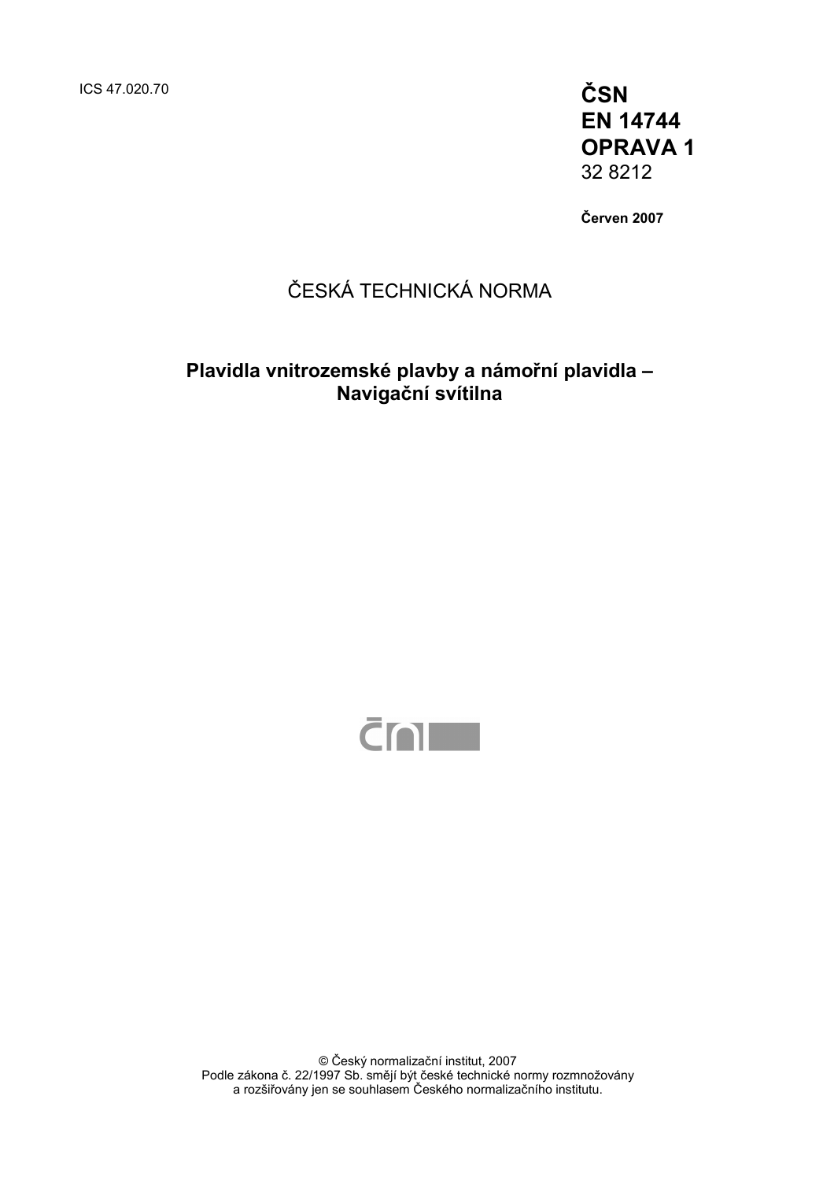ICS 47.020.70

**ČSN**
**EN 14744**
**OPRAVA 1**
32 8212

**Červen 2007**

ČESKÁ TECHNICKÁ NORMA

**Plavidla vnitrozemské plavby a námořní plavidla – Navigační svítilna**

© Český normalizační institut, 2007
Podle zákona č. 22/1997 Sb. smějí být české technické normy rozmnožovány a rozšiřovány jen se souhlasem Českého normalizačního institutu.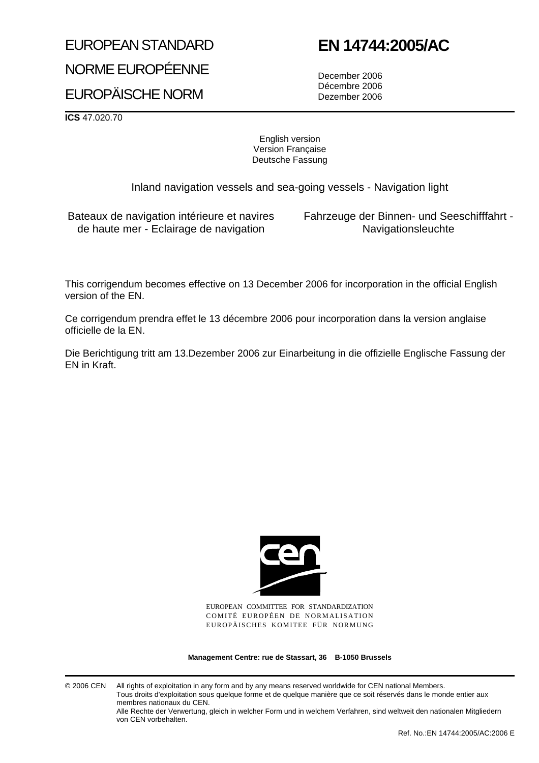EUROPEAN STANDARD

NORME EUROPÉENNE

EUROPÄISCHE NORM

# EN 14744:2005/AC

December 2006
Décembre 2006
Dezember 2006

**ICS** 47.020.70

English version
Version Française
Deutsche Fassung

Inland navigation vessels and sea-going vessels - Navigation light

Bateaux de navigation intérieure et navires de haute mer - Eclairage de navigation

Fahrzeuge der Binnen- und Seeschifffahrt - Navigationsleuchte

This corrigendum becomes effective on 13 December 2006 for incorporation in the official English version of the EN.

Ce corrigendum prendra effet le 13 décembre 2006 pour incorporation dans la version anglaise officielle de la EN.

Die Berichtigung tritt am 13.Dezember 2006 zur Einarbeitung in die offizielle Englische Fassung der EN in Kraft.

EUROPEAN COMMITTEE FOR STANDARDIZATION
COMITÉ EUROPÉEN DE NORMALISATION
EUROPÄISCHES KOMITEE FÜR NORMUNG

**Management Centre: rue de Stassart, 36 B-1050 Brussels**

© 2006 CEN All rights of exploitation in any form and by any means reserved worldwide for CEN national Members.
Tous droits d'exploitation sous quelque forme et de quelque manière que ce soit réservés dans le monde entier aux membres nationaux du CEN.
Alle Rechte der Verwertung, gleich in welcher Form und in welchem Verfahren, sind weltweit den nationalen Mitgliedern von CEN vorbehalten.

Ref. No.:EN 14744:2005/AC:2006 E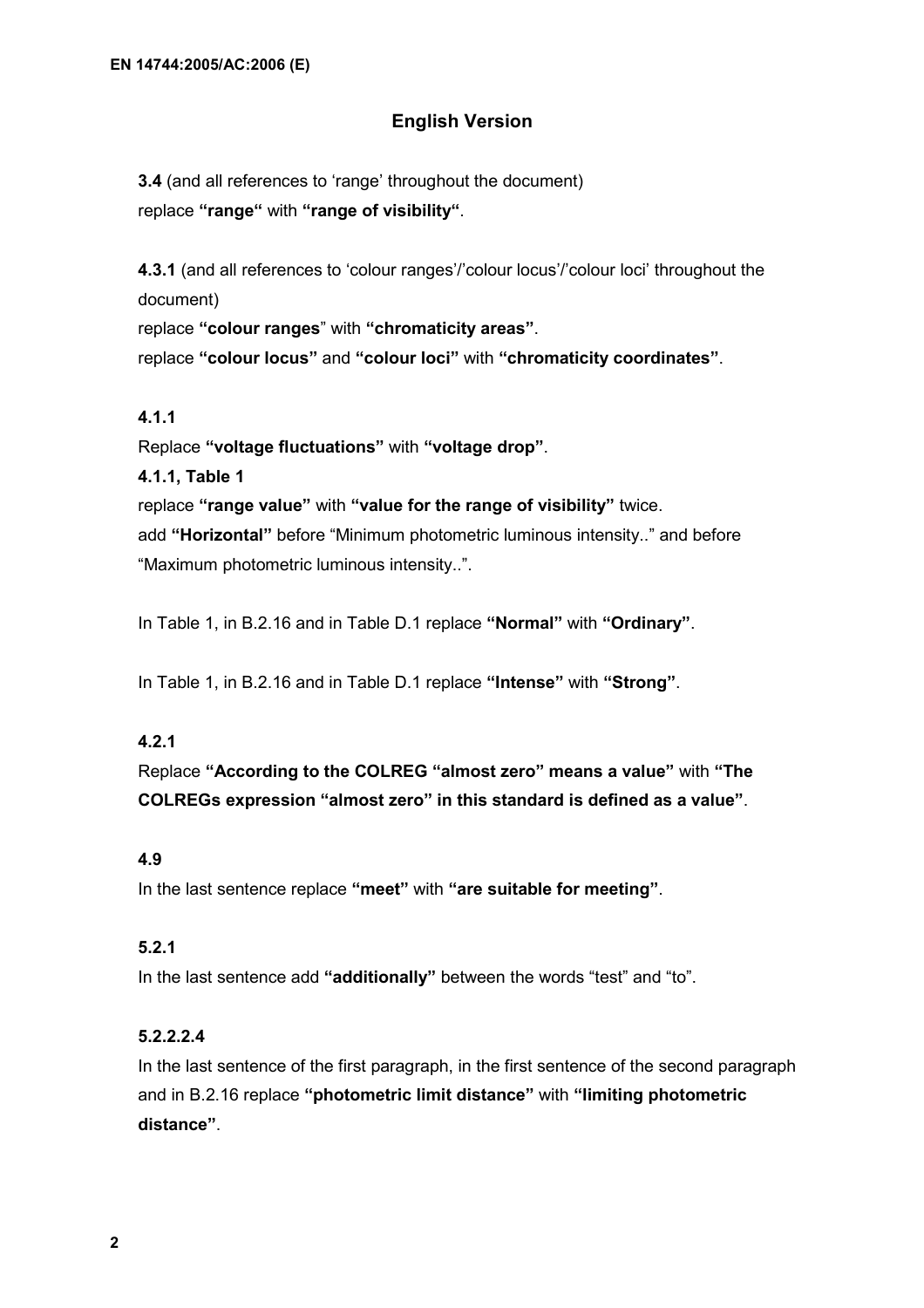## English Version

**3.4** (and all references to 'range' throughout the document)
replace **"range"** with **"range of visibility"**.

**4.3.1** (and all references to 'colour ranges'/'colour locus'/'colour loci' throughout the document)
replace **"colour ranges"** with **"chromaticity areas"**.
replace **"colour locus"** and **"colour loci"** with **"chromaticity coordinates"**.

**4.1.1**

Replace **"voltage fluctuations"** with **"voltage drop"**.

**4.1.1, Table 1**

replace **"range value"** with **"value for the range of visibility"** twice.
add **"Horizontal"** before "Minimum photometric luminous intensity.." and before "Maximum photometric luminous intensity..".

In Table 1, in B.2.16 and in Table D.1 replace **"Normal"** with **"Ordinary"**.

In Table 1, in B.2.16 and in Table D.1 replace **"Intense"** with **"Strong"**.

**4.2.1**

Replace **"According to the COLREG "almost zero" means a value"** with **"The COLREGs expression "almost zero" in this standard is defined as a value"**.

**4.9**

In the last sentence replace **"meet"** with **"are suitable for meeting"**.

**5.2.1**

In the last sentence add **"additionally"** between the words "test" and "to".

**5.2.2.2.4**

In the last sentence of the first paragraph, in the first sentence of the second paragraph and in B.2.16 replace **"photometric limit distance"** with **"limiting photometric distance"**.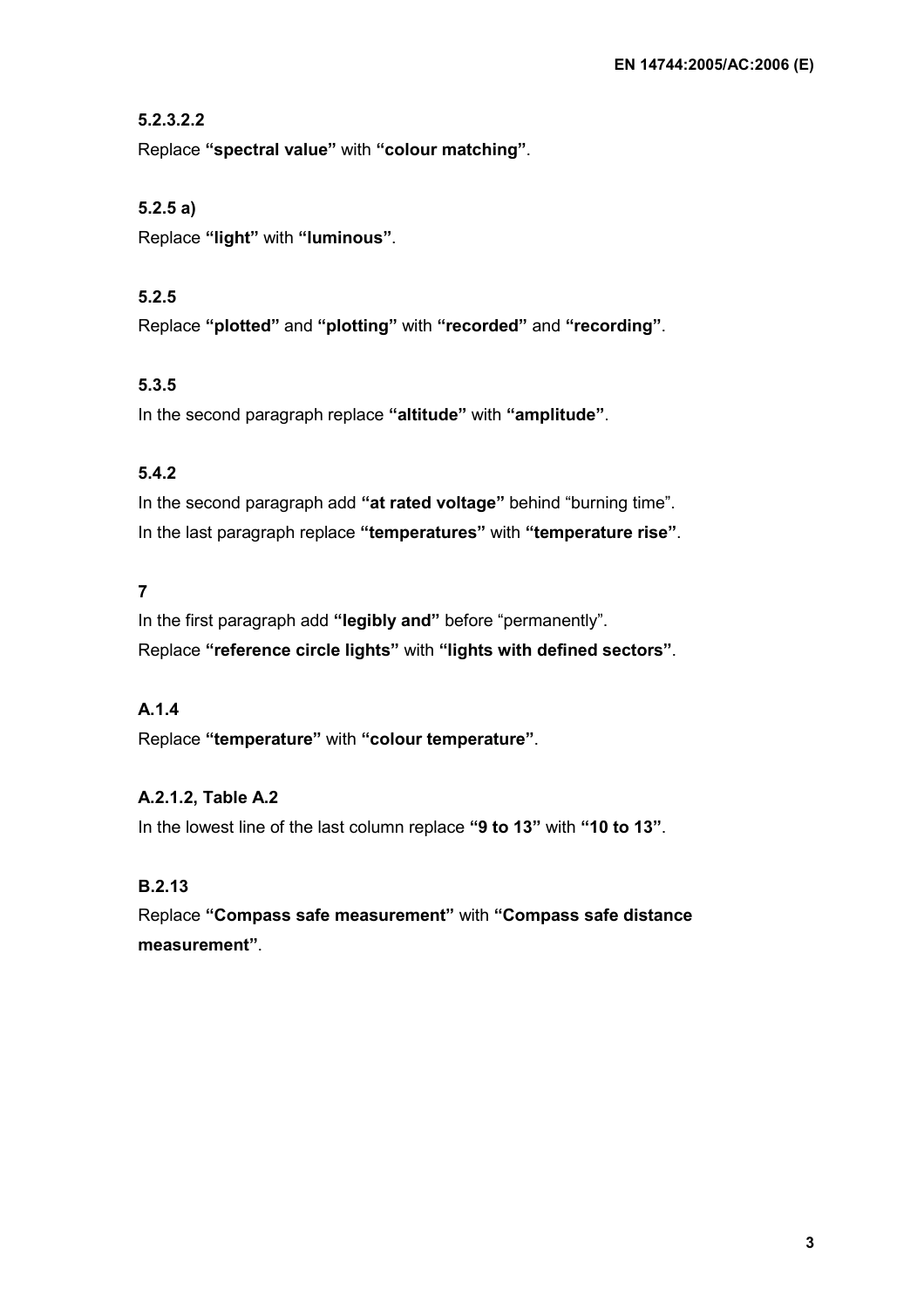**5.2.3.2.2**

Replace **“spectral value”** with **“colour matching”**.

**5.2.5 a)**

Replace **“light”** with **“luminous”**.

**5.2.5**

Replace **“plotted”** and **“plotting”** with **“recorded”** and **“recording”**.

**5.3.5**

In the second paragraph replace **“altitude”** with **“amplitude”**.

**5.4.2**

In the second paragraph add **“at rated voltage”** behind “burning time”.

In the last paragraph replace **“temperatures”** with **“temperature rise”**.

**7**

In the first paragraph add **“legibly and”** before “permanently”.

Replace **“reference circle lights”** with **“lights with defined sectors”**.

**A.1.4**

Replace **“temperature”** with **“colour temperature”**.

**A.2.1.2, Table A.2**

In the lowest line of the last column replace **“9 to 13”** with **“10 to 13”**.

**B.2.13**

Replace **“Compass safe measurement”** with **“Compass safe distance measurement”**.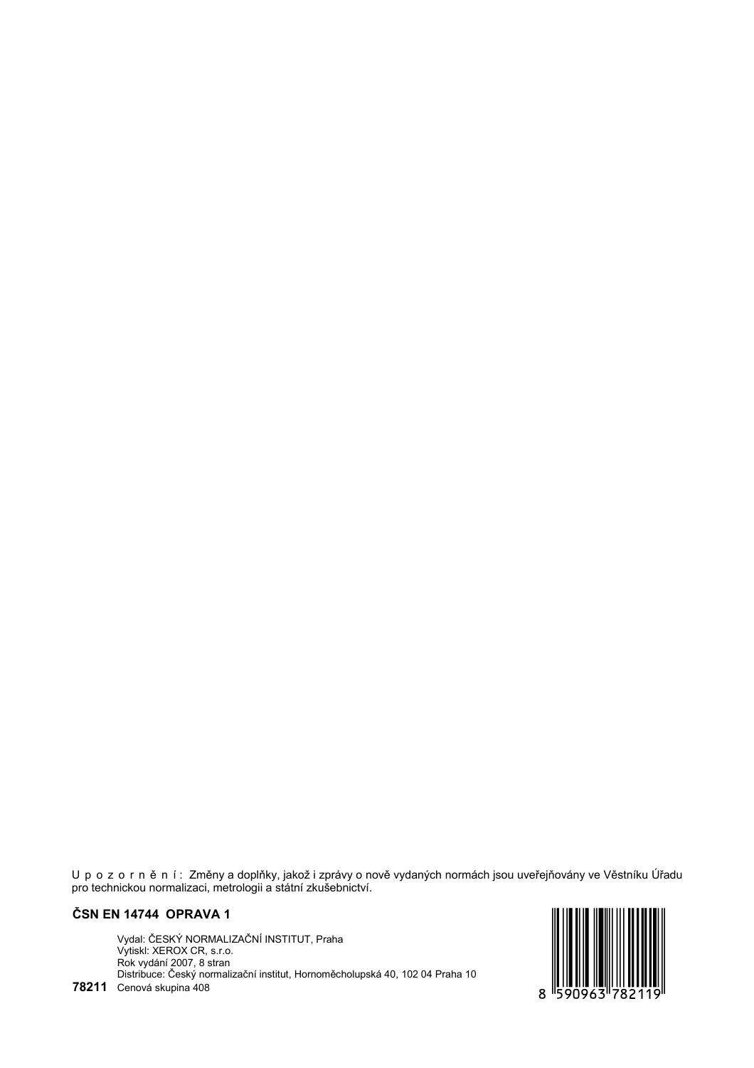U p o z o r n ě n í : Změny a doplňky, jakož i zprávy o nově vydaných normách jsou uveřejňovány ve Věstníku Úřadu pro technickou normalizaci, metrologii a státní zkušebnictví.

**ČSN EN 14744 OPRAVA 1**

Vydal: ČESKÝ NORMALIZAČNÍ INSTITUT, Praha
Vytiskl: XEROX CR, s.r.o.
Rok vydání 2007, 8 stran
Distribuce: Český normalizační institut, Hornoměcholupská 40, 102 04 Praha 10

**78211** Cenová skupina 408

8 590963 782119